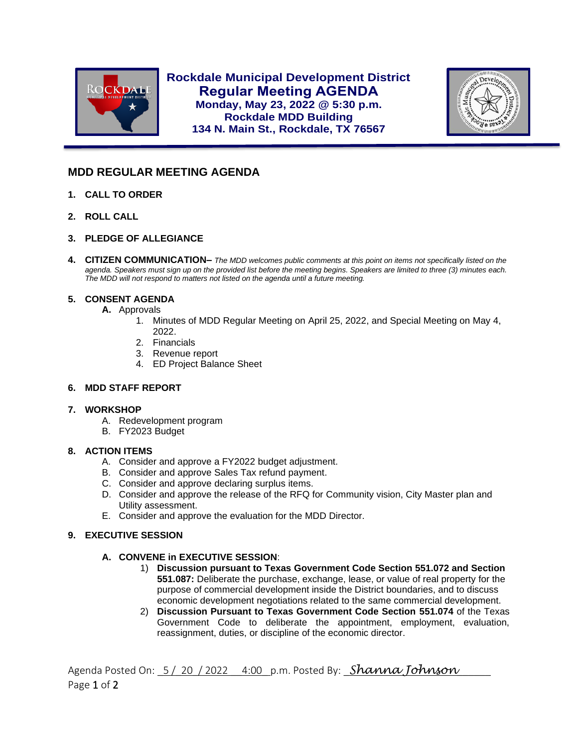# Rockdale Municipal Development District

## Regular Meeting AGENDA

**Monday, May 23, 2022 @ 5:30 p.m.**
**Rockdale MDD Building**
**134 N. Main St., Rockdale, TX 76567**

## MDD REGULAR MEETING AGENDA

1. **CALL TO ORDER**

2. **ROLL CALL**

3. **PLEDGE OF ALLEGIANCE**

4. **CITIZEN COMMUNICATION–** *The MDD welcomes public comments at this point on items not specifically listed on the agenda. Speakers must sign up on the provided list before the meeting begins. Speakers are limited to three (3) minutes each. The MDD will not respond to matters not listed on the agenda until a future meeting.*

5. **CONSENT AGENDA**
   - **A.** Approvals
     1. Minutes of MDD Regular Meeting on April 25, 2022, and Special Meeting on May 4, 2022.
     2. Financials
     3. Revenue report
     4. ED Project Balance Sheet

6. **MDD STAFF REPORT**

7. **WORKSHOP**
   - A. Redevelopment program
   - B. FY2023 Budget

8. **ACTION ITEMS**
   - A. Consider and approve a FY2022 budget adjustment.
   - B. Consider and approve Sales Tax refund payment.
   - C. Consider and approve declaring surplus items.
   - D. Consider and approve the release of the RFQ for Community vision, City Master plan and Utility assessment.
   - E. Consider and approve the evaluation for the MDD Director.

9. **EXECUTIVE SESSION**

   **A. CONVENE in EXECUTIVE SESSION**:
   1) **Discussion pursuant to Texas Government Code Section 551.072 and Section 551.087:** Deliberate the purchase, exchange, lease, or value of real property for the purpose of commercial development inside the District boundaries, and to discuss economic development negotiations related to the same commercial development.
   2) **Discussion Pursuant to Texas Government Code Section 551.074** of the Texas Government Code to deliberate the appointment, employment, evaluation, reassignment, duties, or discipline of the economic director.

Agenda Posted On: 5 / 20 / 2022 4:00 p.m. Posted By: *Shanna Johnson*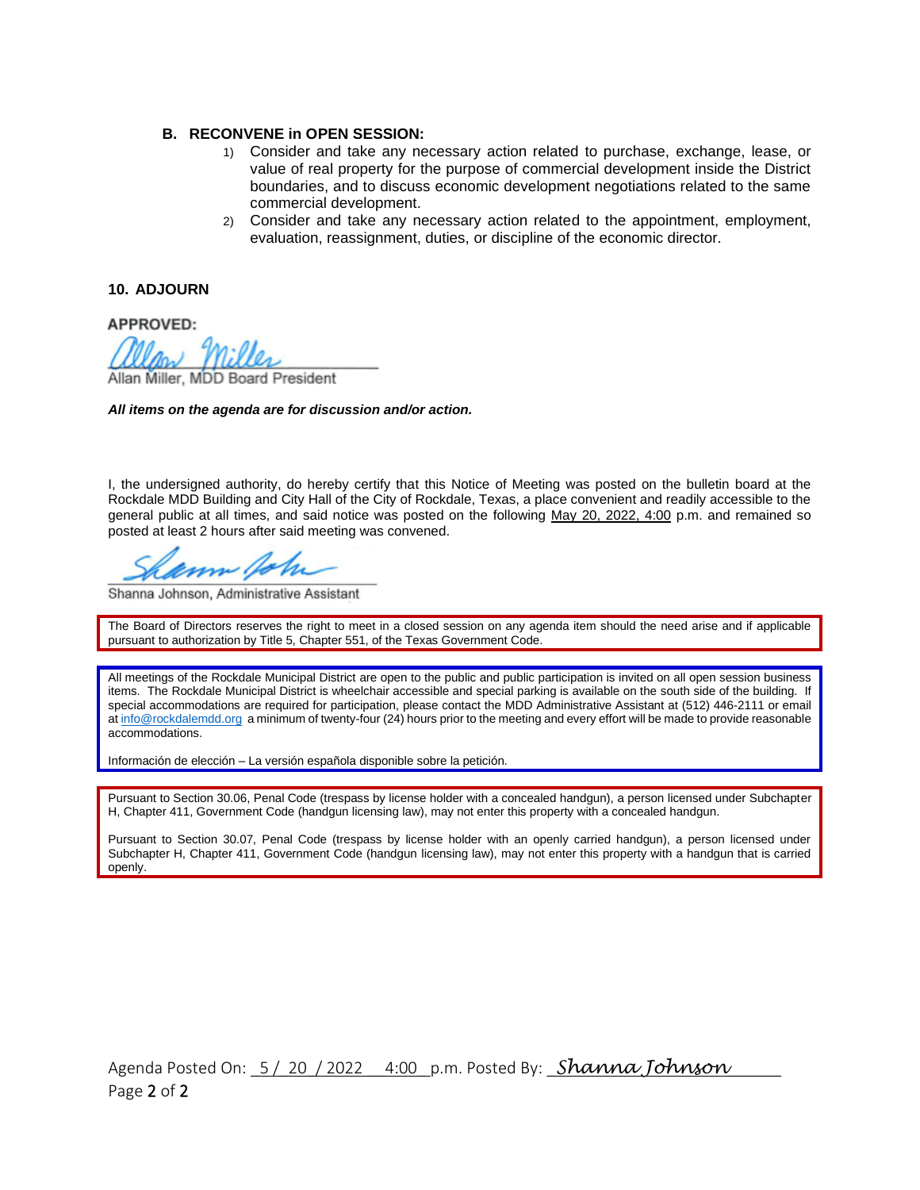**B. RECONVENE in OPEN SESSION:**

1) Consider and take any necessary action related to purchase, exchange, lease, or value of real property for the purpose of commercial development inside the District boundaries, and to discuss economic development negotiations related to the same commercial development.
2) Consider and take any necessary action related to the appointment, employment, evaluation, reassignment, duties, or discipline of the economic director.

**10. ADJOURN**

**APPROVED:**

Allan Miller, MDD Board President

***All items on the agenda are for discussion and/or action.***

I, the undersigned authority, do hereby certify that this Notice of Meeting was posted on the bulletin board at the Rockdale MDD Building and City Hall of the City of Rockdale, Texas, a place convenient and readily accessible to the general public at all times, and said notice was posted on the following May 20, 2022, 4:00 p.m. and remained so posted at least 2 hours after said meeting was convened.

Shanna Johnson, Administrative Assistant

The Board of Directors reserves the right to meet in a closed session on any agenda item should the need arise and if applicable pursuant to authorization by Title 5, Chapter 551, of the Texas Government Code.

All meetings of the Rockdale Municipal District are open to the public and public participation is invited on all open session business items. The Rockdale Municipal District is wheelchair accessible and special parking is available on the south side of the building. If special accommodations are required for participation, please contact the MDD Administrative Assistant at (512) 446-2111 or email at info@rockdalemdd.org a minimum of twenty-four (24) hours prior to the meeting and every effort will be made to provide reasonable accommodations.

Información de elección – La versión española disponible sobre la petición.

Pursuant to Section 30.06, Penal Code (trespass by license holder with a concealed handgun), a person licensed under Subchapter H, Chapter 411, Government Code (handgun licensing law), may not enter this property with a concealed handgun.

Pursuant to Section 30.07, Penal Code (trespass by license holder with an openly carried handgun), a person licensed under Subchapter H, Chapter 411, Government Code (handgun licensing law), may not enter this property with a handgun that is carried openly.

Agenda Posted On: 5 / 20 / 2022 4:00 p.m. Posted By: Shanna Johnson